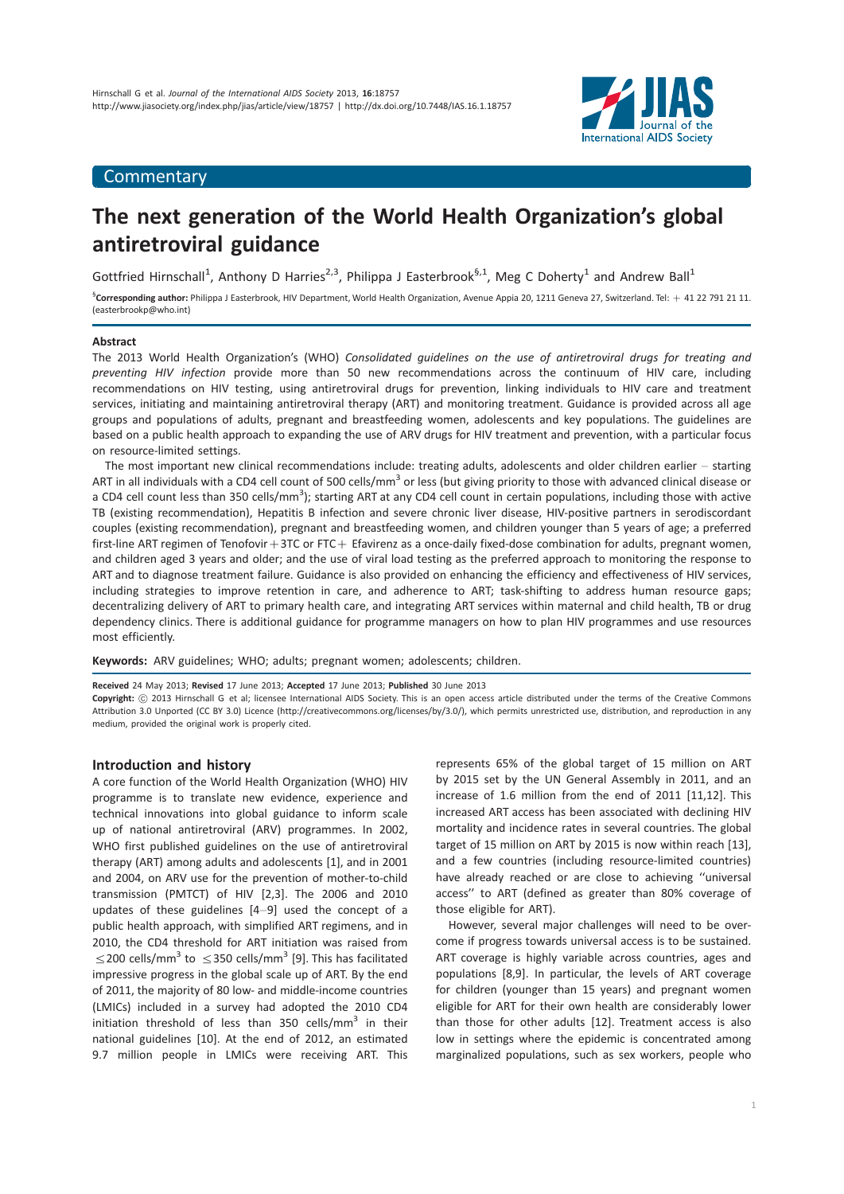Commentary

# The next generation of the World Health Organization's global antiretroviral guidance

Gottfried Hirnschall[1], Anthony D Harries[2,3], Philippa J Easterbrook[§,1], Meg C Doherty[1] and Andrew Ball[1]

[§]**Corresponding author:** Philippa J Easterbrook, HIV Department, World Health Organization, Avenue Appia 20, 1211 Geneva 27, Switzerland. Tel: + 41 22 791 21 11. (easterbrookp@who.int)

## Abstract

The 2013 World Health Organization's (WHO) *Consolidated guidelines on the use of antiretroviral drugs for treating and preventing HIV infection* provide more than 50 new recommendations across the continuum of HIV care, including recommendations on HIV testing, using antiretroviral drugs for prevention, linking individuals to HIV care and treatment services, initiating and maintaining antiretroviral therapy (ART) and monitoring treatment. Guidance is provided across all age groups and populations of adults, pregnant and breastfeeding women, adolescents and key populations. The guidelines are based on a public health approach to expanding the use of ARV drugs for HIV treatment and prevention, with a particular focus on resource-limited settings.

The most important new clinical recommendations include: treating adults, adolescents and older children earlier – starting ART in all individuals with a CD4 cell count of 500 cells/mm$^3$ or less (but giving priority to those with advanced clinical disease or a CD4 cell count less than 350 cells/mm$^3$); starting ART at any CD4 cell count in certain populations, including those with active TB (existing recommendation), Hepatitis B infection and severe chronic liver disease, HIV-positive partners in serodiscordant couples (existing recommendation), pregnant and breastfeeding women, and children younger than 5 years of age; a preferred first-line ART regimen of Tenofovir + 3TC or FTC + Efavirenz as a once-daily fixed-dose combination for adults, pregnant women, and children aged 3 years and older; and the use of viral load testing as the preferred approach to monitoring the response to ART and to diagnose treatment failure. Guidance is also provided on enhancing the efficiency and effectiveness of HIV services, including strategies to improve retention in care, and adherence to ART; task-shifting to address human resource gaps; decentralizing delivery of ART to primary health care, and integrating ART services within maternal and child health, TB or drug dependency clinics. There is additional guidance for programme managers on how to plan HIV programmes and use resources most efficiently.

**Keywords:** ARV guidelines; WHO; adults; pregnant women; adolescents; children.

**Received** 24 May 2013; **Revised** 17 June 2013; **Accepted** 17 June 2013; **Published** 30 June 2013

**Copyright:** © 2013 Hirnschall G et al; licensee International AIDS Society. This is an open access article distributed under the terms of the Creative Commons Attribution 3.0 Unported (CC BY 3.0) Licence (http://creativecommons.org/licenses/by/3.0/), which permits unrestricted use, distribution, and reproduction in any medium, provided the original work is properly cited.

## Introduction and history

A core function of the World Health Organization (WHO) HIV programme is to translate new evidence, experience and technical innovations into global guidance to inform scale up of national antiretroviral (ARV) programmes. In 2002, WHO first published guidelines on the use of antiretroviral therapy (ART) among adults and adolescents [1], and in 2001 and 2004, on ARV use for the prevention of mother-to-child transmission (PMTCT) of HIV [2,3]. The 2006 and 2010 updates of these guidelines [4–9] used the concept of a public health approach, with simplified ART regimens, and in 2010, the CD4 threshold for ART initiation was raised from $\leq$200 cells/mm$^3$ to $\leq$350 cells/mm$^3$ [9]. This has facilitated impressive progress in the global scale up of ART. By the end of 2011, the majority of 80 low- and middle-income countries (LMICs) included in a survey had adopted the 2010 CD4 initiation threshold of less than 350 cells/mm$^3$ in their national guidelines [10]. At the end of 2012, an estimated 9.7 million people in LMICs were receiving ART. This represents 65% of the global target of 15 million on ART by 2015 set by the UN General Assembly in 2011, and an increase of 1.6 million from the end of 2011 [11,12]. This increased ART access has been associated with declining HIV mortality and incidence rates in several countries. The global target of 15 million on ART by 2015 is now within reach [13], and a few countries (including resource-limited countries) have already reached or are close to achieving "universal access" to ART (defined as greater than 80% coverage of those eligible for ART).

However, several major challenges will need to be overcome if progress towards universal access is to be sustained. ART coverage is highly variable across countries, ages and populations [8,9]. In particular, the levels of ART coverage for children (younger than 15 years) and pregnant women eligible for ART for their own health are considerably lower than those for other adults [12]. Treatment access is also low in settings where the epidemic is concentrated among marginalized populations, such as sex workers, people who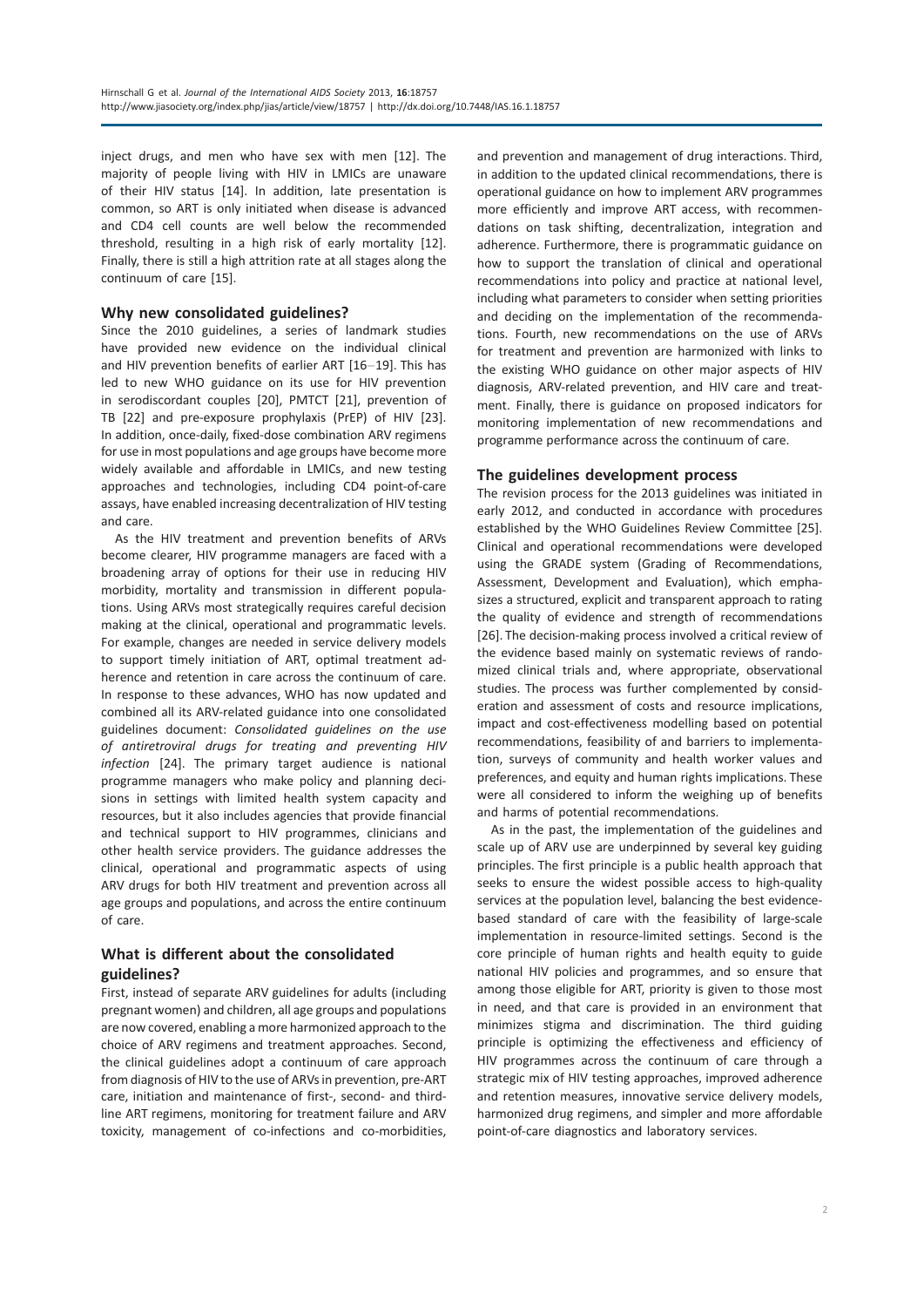inject drugs, and men who have sex with men [12]. The majority of people living with HIV in LMICs are unaware of their HIV status [14]. In addition, late presentation is common, so ART is only initiated when disease is advanced and CD4 cell counts are well below the recommended threshold, resulting in a high risk of early mortality [12]. Finally, there is still a high attrition rate at all stages along the continuum of care [15].

## Why new consolidated guidelines?

Since the 2010 guidelines, a series of landmark studies have provided new evidence on the individual clinical and HIV prevention benefits of earlier ART [16–19]. This has led to new WHO guidance on its use for HIV prevention in serodiscordant couples [20], PMTCT [21], prevention of TB [22] and pre-exposure prophylaxis (PrEP) of HIV [23]. In addition, once-daily, fixed-dose combination ARV regimens for use in most populations and age groups have become more widely available and affordable in LMICs, and new testing approaches and technologies, including CD4 point-of-care assays, have enabled increasing decentralization of HIV testing and care.

As the HIV treatment and prevention benefits of ARVs become clearer, HIV programme managers are faced with a broadening array of options for their use in reducing HIV morbidity, mortality and transmission in different populations. Using ARVs most strategically requires careful decision making at the clinical, operational and programmatic levels. For example, changes are needed in service delivery models to support timely initiation of ART, optimal treatment adherence and retention in care across the continuum of care. In response to these advances, WHO has now updated and combined all its ARV-related guidance into one consolidated guidelines document: *Consolidated guidelines on the use of antiretroviral drugs for treating and preventing HIV infection* [24]. The primary target audience is national programme managers who make policy and planning decisions in settings with limited health system capacity and resources, but it also includes agencies that provide financial and technical support to HIV programmes, clinicians and other health service providers. The guidance addresses the clinical, operational and programmatic aspects of using ARV drugs for both HIV treatment and prevention across all age groups and populations, and across the entire continuum of care.

## What is different about the consolidated guidelines?

First, instead of separate ARV guidelines for adults (including pregnant women) and children, all age groups and populations are now covered, enabling a more harmonized approach to the choice of ARV regimens and treatment approaches. Second, the clinical guidelines adopt a continuum of care approach from diagnosis of HIV to the use of ARVs in prevention, pre-ART care, initiation and maintenance of first-, second- and third-line ART regimens, monitoring for treatment failure and ARV toxicity, management of co-infections and co-morbidities, and prevention and management of drug interactions. Third, in addition to the updated clinical recommendations, there is operational guidance on how to implement ARV programmes more efficiently and improve ART access, with recommendations on task shifting, decentralization, integration and adherence. Furthermore, there is programmatic guidance on how to support the translation of clinical and operational recommendations into policy and practice at national level, including what parameters to consider when setting priorities and deciding on the implementation of the recommendations. Fourth, new recommendations on the use of ARVs for treatment and prevention are harmonized with links to the existing WHO guidance on other major aspects of HIV diagnosis, ARV-related prevention, and HIV care and treatment. Finally, there is guidance on proposed indicators for monitoring implementation of new recommendations and programme performance across the continuum of care.

## The guidelines development process

The revision process for the 2013 guidelines was initiated in early 2012, and conducted in accordance with procedures established by the WHO Guidelines Review Committee [25]. Clinical and operational recommendations were developed using the GRADE system (Grading of Recommendations, Assessment, Development and Evaluation), which emphasizes a structured, explicit and transparent approach to rating the quality of evidence and strength of recommendations [26]. The decision-making process involved a critical review of the evidence based mainly on systematic reviews of randomized clinical trials and, where appropriate, observational studies. The process was further complemented by consideration and assessment of costs and resource implications, impact and cost-effectiveness modelling based on potential recommendations, feasibility of and barriers to implementation, surveys of community and health worker values and preferences, and equity and human rights implications. These were all considered to inform the weighing up of benefits and harms of potential recommendations.

As in the past, the implementation of the guidelines and scale up of ARV use are underpinned by several key guiding principles. The first principle is a public health approach that seeks to ensure the widest possible access to high-quality services at the population level, balancing the best evidence-based standard of care with the feasibility of large-scale implementation in resource-limited settings. Second is the core principle of human rights and health equity to guide national HIV policies and programmes, and so ensure that among those eligible for ART, priority is given to those most in need, and that care is provided in an environment that minimizes stigma and discrimination. The third guiding principle is optimizing the effectiveness and efficiency of HIV programmes across the continuum of care through a strategic mix of HIV testing approaches, improved adherence and retention measures, innovative service delivery models, harmonized drug regimens, and simpler and more affordable point-of-care diagnostics and laboratory services.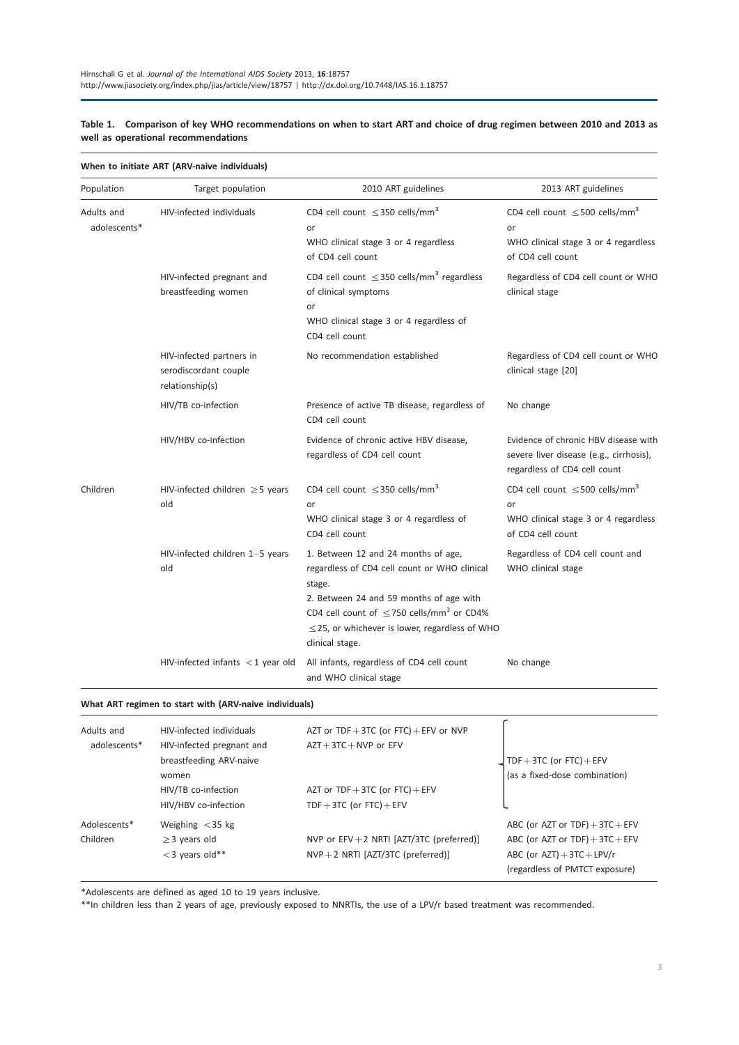**Table 1. Comparison of key WHO recommendations on when to start ART and choice of drug regimen between 2010 and 2013 as well as operational recommendations**

**When to initiate ART (ARV-naive individuals)**

| Population | Target population | 2010 ART guidelines | 2013 ART guidelines |
|---|---|---|---|
| Adults and adolescents* | HIV-infected individuals | CD4 cell count $\leq$350 cells/mm$^3$ or WHO clinical stage 3 or 4 regardless of CD4 cell count | CD4 cell count $\leq$500 cells/mm$^3$ or WHO clinical stage 3 or 4 regardless of CD4 cell count |
| | HIV-infected pregnant and breastfeeding women | CD4 cell count $\leq$350 cells/mm$^3$ regardless of clinical symptoms or WHO clinical stage 3 or 4 regardless of CD4 cell count | Regardless of CD4 cell count or WHO clinical stage |
| | HIV-infected partners in serodiscordant couple relationship(s) | No recommendation established | Regardless of CD4 cell count or WHO clinical stage [20] |
| | HIV/TB co-infection | Presence of active TB disease, regardless of CD4 cell count | No change |
| | HIV/HBV co-infection | Evidence of chronic active HBV disease, regardless of CD4 cell count | Evidence of chronic HBV disease with severe liver disease (e.g., cirrhosis), regardless of CD4 cell count |
| Children | HIV-infected children $\geq$5 years old | CD4 cell count $\leq$350 cells/mm$^3$ or WHO clinical stage 3 or 4 regardless of CD4 cell count | CD4 cell count $\leq$500 cells/mm$^3$ or WHO clinical stage 3 or 4 regardless of CD4 cell count |
| | HIV-infected children 1–5 years old | 1. Between 12 and 24 months of age, regardless of CD4 cell count or WHO clinical stage. 2. Between 24 and 59 months of age with CD4 cell count of $\leq$750 cells/mm$^3$ or CD4% $\leq$25, or whichever is lower, regardless of WHO clinical stage. | Regardless of CD4 cell count and WHO clinical stage |
| | HIV-infected infants <1 year old | All infants, regardless of CD4 cell count and WHO clinical stage | No change |

**What ART regimen to start with (ARV-naive individuals)**

| Population | Target population | 2010 ART guidelines | 2013 ART guidelines |
|---|---|---|---|
| Adults and adolescents* | HIV-infected individuals | AZT or TDF+3TC (or FTC)+EFV or NVP | TDF+3TC (or FTC)+EFV (as a fixed-dose combination) |
| | HIV-infected pregnant and breastfeeding ARV-naive women | AZT+3TC+NVP or EFV | TDF+3TC (or FTC)+EFV (as a fixed-dose combination) |
| | HIV/TB co-infection | AZT or TDF+3TC (or FTC)+EFV | TDF+3TC (or FTC)+EFV (as a fixed-dose combination) |
| | HIV/HBV co-infection | TDF+3TC (or FTC)+EFV | TDF+3TC (or FTC)+EFV (as a fixed-dose combination) |
| Adolescents* | Weighing <35 kg | | ABC (or AZT or TDF)+3TC+EFV |
| Children | $\geq$3 years old | NVP or EFV+2 NRTI [AZT/3TC (preferred)] | ABC (or AZT or TDF)+3TC+EFV |
| | <3 years old** | NVP+2 NRTI [AZT/3TC (preferred)] | ABC (or AZT)+3TC+LPV/r (regardless of PMTCT exposure) |

*Adolescents are defined as aged 10 to 19 years inclusive.

**In children less than 2 years of age, previously exposed to NNRTIs, the use of a LPV/r based treatment was recommended.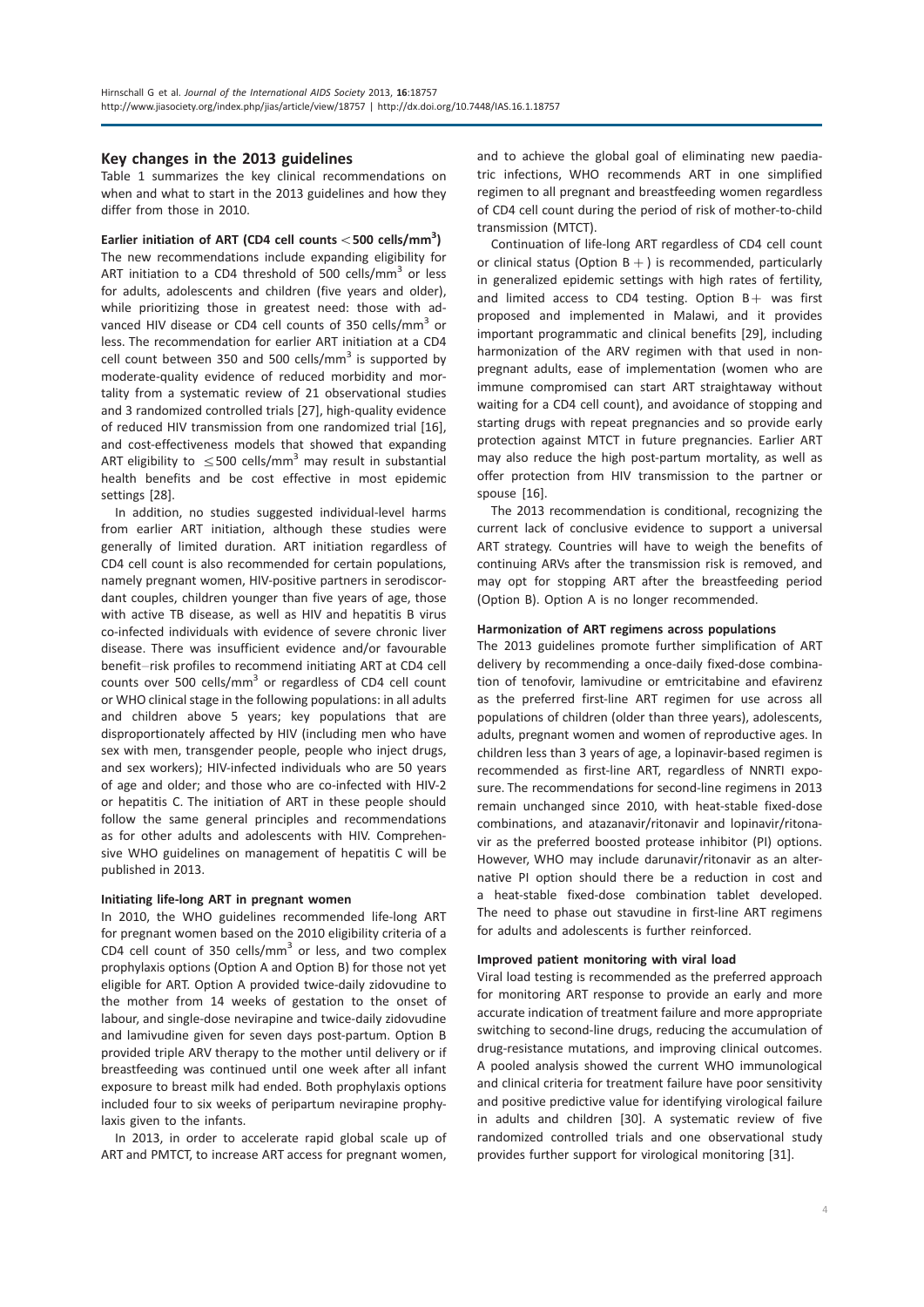## Key changes in the 2013 guidelines

Table 1 summarizes the key clinical recommendations on when and what to start in the 2013 guidelines and how they differ from those in 2010.

### Earlier initiation of ART (CD4 cell counts $<$500 cells/mm$^3$)

The new recommendations include expanding eligibility for ART initiation to a CD4 threshold of 500 cells/mm$^3$ or less for adults, adolescents and children (five years and older), while prioritizing those in greatest need: those with advanced HIV disease or CD4 cell counts of 350 cells/mm$^3$ or less. The recommendation for earlier ART initiation at a CD4 cell count between 350 and 500 cells/mm$^3$ is supported by moderate-quality evidence of reduced morbidity and mortality from a systematic review of 21 observational studies and 3 randomized controlled trials [27], high-quality evidence of reduced HIV transmission from one randomized trial [16], and cost-effectiveness models that showed that expanding ART eligibility to $\leq$500 cells/mm$^3$ may result in substantial health benefits and be cost effective in most epidemic settings [28].

In addition, no studies suggested individual-level harms from earlier ART initiation, although these studies were generally of limited duration. ART initiation regardless of CD4 cell count is also recommended for certain populations, namely pregnant women, HIV-positive partners in serodiscordant couples, children younger than five years of age, those with active TB disease, as well as HIV and hepatitis B virus co-infected individuals with evidence of severe chronic liver disease. There was insufficient evidence and/or favourable benefit–risk profiles to recommend initiating ART at CD4 cell counts over 500 cells/mm$^3$ or regardless of CD4 cell count or WHO clinical stage in the following populations: in all adults and children above 5 years; key populations that are disproportionately affected by HIV (including men who have sex with men, transgender people, people who inject drugs, and sex workers); HIV-infected individuals who are 50 years of age and older; and those who are co-infected with HIV-2 or hepatitis C. The initiation of ART in these people should follow the same general principles and recommendations as for other adults and adolescents with HIV. Comprehensive WHO guidelines on management of hepatitis C will be published in 2013.

### Initiating life-long ART in pregnant women

In 2010, the WHO guidelines recommended life-long ART for pregnant women based on the 2010 eligibility criteria of a CD4 cell count of 350 cells/mm$^3$ or less, and two complex prophylaxis options (Option A and Option B) for those not yet eligible for ART. Option A provided twice-daily zidovudine to the mother from 14 weeks of gestation to the onset of labour, and single-dose nevirapine and twice-daily zidovudine and lamivudine given for seven days post-partum. Option B provided triple ARV therapy to the mother until delivery or if breastfeeding was continued until one week after all infant exposure to breast milk had ended. Both prophylaxis options included four to six weeks of peripartum nevirapine prophylaxis given to the infants.

In 2013, in order to accelerate rapid global scale up of ART and PMTCT, to increase ART access for pregnant women, and to achieve the global goal of eliminating new paediatric infections, WHO recommends ART in one simplified regimen to all pregnant and breastfeeding women regardless of CD4 cell count during the period of risk of mother-to-child transmission (MTCT).

Continuation of life-long ART regardless of CD4 cell count or clinical status (Option B +) is recommended, particularly in generalized epidemic settings with high rates of fertility, and limited access to CD4 testing. Option B+ was first proposed and implemented in Malawi, and it provides important programmatic and clinical benefits [29], including harmonization of the ARV regimen with that used in non-pregnant adults, ease of implementation (women who are immune compromised can start ART straightaway without waiting for a CD4 cell count), and avoidance of stopping and starting drugs with repeat pregnancies and so provide early protection against MTCT in future pregnancies. Earlier ART may also reduce the high post-partum mortality, as well as offer protection from HIV transmission to the partner or spouse [16].

The 2013 recommendation is conditional, recognizing the current lack of conclusive evidence to support a universal ART strategy. Countries will have to weigh the benefits of continuing ARVs after the transmission risk is removed, and may opt for stopping ART after the breastfeeding period (Option B). Option A is no longer recommended.

### Harmonization of ART regimens across populations

The 2013 guidelines promote further simplification of ART delivery by recommending a once-daily fixed-dose combination of tenofovir, lamivudine or emtricitabine and efavirenz as the preferred first-line ART regimen for use across all populations of children (older than three years), adolescents, adults, pregnant women and women of reproductive ages. In children less than 3 years of age, a lopinavir-based regimen is recommended as first-line ART, regardless of NNRTI exposure. The recommendations for second-line regimens in 2013 remain unchanged since 2010, with heat-stable fixed-dose combinations, and atazanavir/ritonavir and lopinavir/ritonavir as the preferred boosted protease inhibitor (PI) options. However, WHO may include darunavir/ritonavir as an alternative PI option should there be a reduction in cost and a heat-stable fixed-dose combination tablet developed. The need to phase out stavudine in first-line ART regimens for adults and adolescents is further reinforced.

### Improved patient monitoring with viral load

Viral load testing is recommended as the preferred approach for monitoring ART response to provide an early and more accurate indication of treatment failure and more appropriate switching to second-line drugs, reducing the accumulation of drug-resistance mutations, and improving clinical outcomes. A pooled analysis showed the current WHO immunological and clinical criteria for treatment failure have poor sensitivity and positive predictive value for identifying virological failure in adults and children [30]. A systematic review of five randomized controlled trials and one observational study provides further support for virological monitoring [31].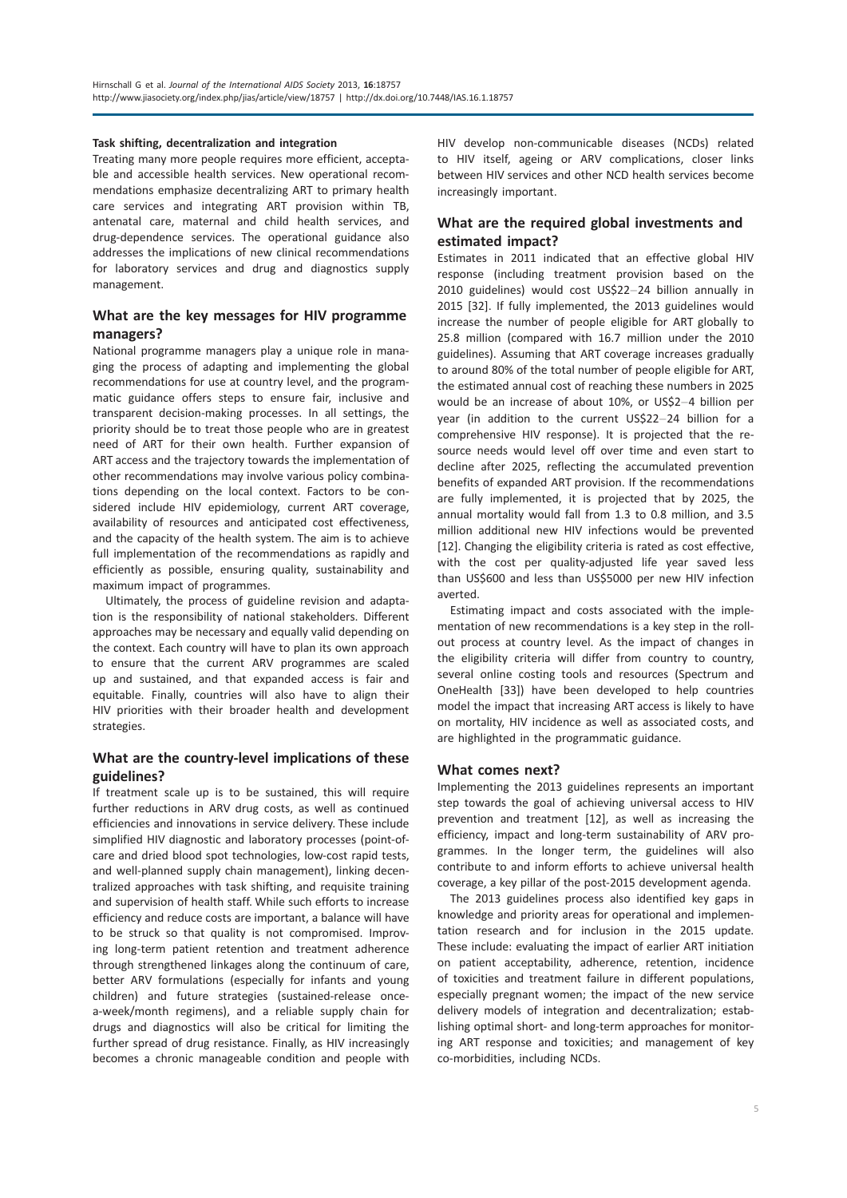#### Task shifting, decentralization and integration

Treating many more people requires more efficient, acceptable and accessible health services. New operational recommendations emphasize decentralizing ART to primary health care services and integrating ART provision within TB, antenatal care, maternal and child health services, and drug-dependence services. The operational guidance also addresses the implications of new clinical recommendations for laboratory services and drug and diagnostics supply management.

## What are the key messages for HIV programme managers?

National programme managers play a unique role in managing the process of adapting and implementing the global recommendations for use at country level, and the programmatic guidance offers steps to ensure fair, inclusive and transparent decision-making processes. In all settings, the priority should be to treat those people who are in greatest need of ART for their own health. Further expansion of ART access and the trajectory towards the implementation of other recommendations may involve various policy combinations depending on the local context. Factors to be considered include HIV epidemiology, current ART coverage, availability of resources and anticipated cost effectiveness, and the capacity of the health system. The aim is to achieve full implementation of the recommendations as rapidly and efficiently as possible, ensuring quality, sustainability and maximum impact of programmes.

Ultimately, the process of guideline revision and adaptation is the responsibility of national stakeholders. Different approaches may be necessary and equally valid depending on the context. Each country will have to plan its own approach to ensure that the current ARV programmes are scaled up and sustained, and that expanded access is fair and equitable. Finally, countries will also have to align their HIV priorities with their broader health and development strategies.

## What are the country-level implications of these guidelines?

If treatment scale up is to be sustained, this will require further reductions in ARV drug costs, as well as continued efficiencies and innovations in service delivery. These include simplified HIV diagnostic and laboratory processes (point-of-care and dried blood spot technologies, low-cost rapid tests, and well-planned supply chain management), linking decentralized approaches with task shifting, and requisite training and supervision of health staff. While such efforts to increase efficiency and reduce costs are important, a balance will have to be struck so that quality is not compromised. Improving long-term patient retention and treatment adherence through strengthened linkages along the continuum of care, better ARV formulations (especially for infants and young children) and future strategies (sustained-release once-a-week/month regimens), and a reliable supply chain for drugs and diagnostics will also be critical for limiting the further spread of drug resistance. Finally, as HIV increasingly becomes a chronic manageable condition and people with HIV develop non-communicable diseases (NCDs) related to HIV itself, ageing or ARV complications, closer links between HIV services and other NCD health services become increasingly important.

## What are the required global investments and estimated impact?

Estimates in 2011 indicated that an effective global HIV response (including treatment provision based on the 2010 guidelines) would cost US$22–24 billion annually in 2015 [32]. If fully implemented, the 2013 guidelines would increase the number of people eligible for ART globally to 25.8 million (compared with 16.7 million under the 2010 guidelines). Assuming that ART coverage increases gradually to around 80% of the total number of people eligible for ART, the estimated annual cost of reaching these numbers in 2025 would be an increase of about 10%, or US$2–4 billion per year (in addition to the current US$22–24 billion for a comprehensive HIV response). It is projected that the resource needs would level off over time and even start to decline after 2025, reflecting the accumulated prevention benefits of expanded ART provision. If the recommendations are fully implemented, it is projected that by 2025, the annual mortality would fall from 1.3 to 0.8 million, and 3.5 million additional new HIV infections would be prevented [12]. Changing the eligibility criteria is rated as cost effective, with the cost per quality-adjusted life year saved less than US$600 and less than US$5000 per new HIV infection averted.

Estimating impact and costs associated with the implementation of new recommendations is a key step in the roll-out process at country level. As the impact of changes in the eligibility criteria will differ from country to country, several online costing tools and resources (Spectrum and OneHealth [33]) have been developed to help countries model the impact that increasing ART access is likely to have on mortality, HIV incidence as well as associated costs, and are highlighted in the programmatic guidance.

## What comes next?

Implementing the 2013 guidelines represents an important step towards the goal of achieving universal access to HIV prevention and treatment [12], as well as increasing the efficiency, impact and long-term sustainability of ARV programmes. In the longer term, the guidelines will also contribute to and inform efforts to achieve universal health coverage, a key pillar of the post-2015 development agenda.

The 2013 guidelines process also identified key gaps in knowledge and priority areas for operational and implementation research and for inclusion in the 2015 update. These include: evaluating the impact of earlier ART initiation on patient acceptability, adherence, retention, incidence of toxicities and treatment failure in different populations, especially pregnant women; the impact of the new service delivery models of integration and decentralization; establishing optimal short- and long-term approaches for monitoring ART response and toxicities; and management of key co-morbidities, including NCDs.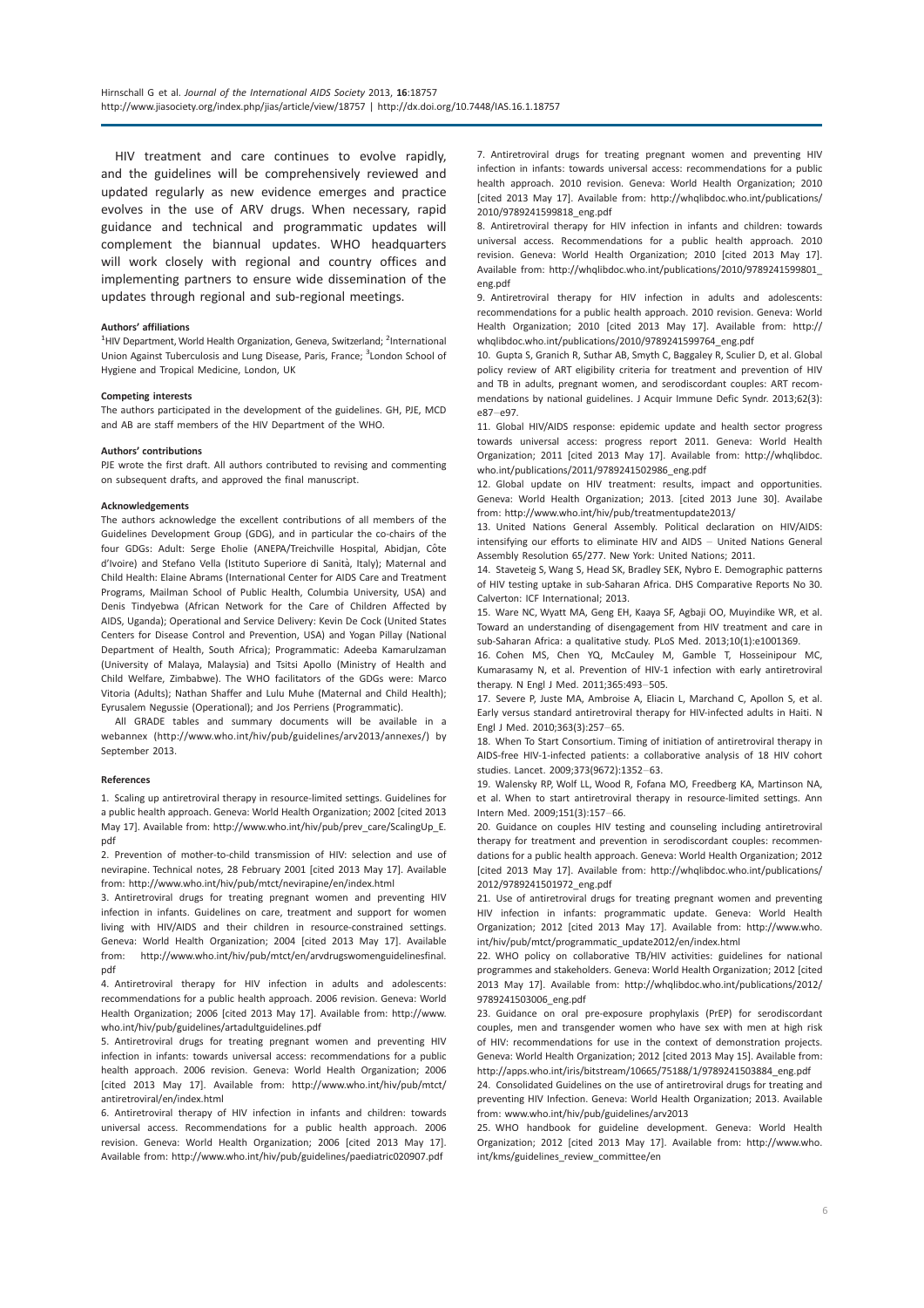HIV treatment and care continues to evolve rapidly, and the guidelines will be comprehensively reviewed and updated regularly as new evidence emerges and practice evolves in the use of ARV drugs. When necessary, rapid guidance and technical and programmatic updates will complement the biannual updates. WHO headquarters will work closely with regional and country offices and implementing partners to ensure wide dissemination of the updates through regional and sub-regional meetings.

#### Authors' affiliations

[1]HIV Department, World Health Organization, Geneva, Switzerland; [2]International Union Against Tuberculosis and Lung Disease, Paris, France; [3]London School of Hygiene and Tropical Medicine, London, UK

#### Competing interests

The authors participated in the development of the guidelines. GH, PJE, MCD and AB are staff members of the HIV Department of the WHO.

#### Authors' contributions

PJE wrote the first draft. All authors contributed to revising and commenting on subsequent drafts, and approved the final manuscript.

#### Acknowledgements

The authors acknowledge the excellent contributions of all members of the Guidelines Development Group (GDG), and in particular the co-chairs of the four GDGs: Adult: Serge Eholie (ANEPA/Treichville Hospital, Abidjan, Côte d'Ivoire) and Stefano Vella (Istituto Superiore di Sanità, Italy); Maternal and Child Health: Elaine Abrams (International Center for AIDS Care and Treatment Programs, Mailman School of Public Health, Columbia University, USA) and Denis Tindyebwa (African Network for the Care of Children Affected by AIDS, Uganda); Operational and Service Delivery: Kevin De Cock (United States Centers for Disease Control and Prevention, USA) and Yogan Pillay (National Department of Health, South Africa); Programmatic: Adeeba Kamarulzaman (University of Malaya, Malaysia) and Tsitsi Apollo (Ministry of Health and Child Welfare, Zimbabwe). The WHO facilitators of the GDGs were: Marco Vitoria (Adults); Nathan Shaffer and Lulu Muhe (Maternal and Child Health); Eyrusalem Negussie (Operational); and Jos Perriens (Programmatic).

All GRADE tables and summary documents will be available in a webannex (http://www.who.int/hiv/pub/guidelines/arv2013/annexes/) by September 2013.

#### References

1. Scaling up antiretroviral therapy in resource-limited settings. Guidelines for a public health approach. Geneva: World Health Organization; 2002 [cited 2013 May 17]. Available from: http://www.who.int/hiv/pub/prev_care/ScalingUp_E.pdf

2. Prevention of mother-to-child transmission of HIV: selection and use of nevirapine. Technical notes, 28 February 2001 [cited 2013 May 17]. Available from: http://www.who.int/hiv/pub/mtct/nevirapine/en/index.html

3. Antiretroviral drugs for treating pregnant women and preventing HIV infection in infants. Guidelines on care, treatment and support for women living with HIV/AIDS and their children in resource-constrained settings. Geneva: World Health Organization; 2004 [cited 2013 May 17]. Available from: http://www.who.int/hiv/pub/mtct/en/arvdrugswomenguidelinesfinal.pdf

4. Antiretroviral therapy for HIV infection in adults and adolescents: recommendations for a public health approach. 2006 revision. Geneva: World Health Organization; 2006 [cited 2013 May 17]. Available from: http://www.who.int/hiv/pub/guidelines/artadultguidelines.pdf

5. Antiretroviral drugs for treating pregnant women and preventing HIV infection in infants: towards universal access: recommendations for a public health approach. 2006 revision. Geneva: World Health Organization; 2006 [cited 2013 May 17]. Available from: http://www.who.int/hiv/pub/mtct/antiretroviral/en/index.html

6. Antiretroviral therapy of HIV infection in infants and children: towards universal access. Recommendations for a public health approach. 2006 revision. Geneva: World Health Organization; 2006 [cited 2013 May 17]. Available from: http://www.who.int/hiv/pub/guidelines/paediatric020907.pdf

7. Antiretroviral drugs for treating pregnant women and preventing HIV infection in infants: towards universal access: recommendations for a public health approach. 2010 revision. Geneva: World Health Organization; 2010 [cited 2013 May 17]. Available from: http://whqlibdoc.who.int/publications/2010/9789241599818_eng.pdf

8. Antiretroviral therapy for HIV infection in infants and children: towards universal access. Recommendations for a public health approach. 2010 revision. Geneva: World Health Organization; 2010 [cited 2013 May 17]. Available from: http://whqlibdoc.who.int/publications/2010/9789241599801_eng.pdf

9. Antiretroviral therapy for HIV infection in adults and adolescents: recommendations for a public health approach. 2010 revision. Geneva: World Health Organization; 2010 [cited 2013 May 17]. Available from: http://whqlibdoc.who.int/publications/2010/9789241599764_eng.pdf

10. Gupta S, Granich R, Suthar AB, Smyth C, Baggaley R, Sculier D, et al. Global policy review of ART eligibility criteria for treatment and prevention of HIV and TB in adults, pregnant women, and serodiscordant couples: ART recommendations by national guidelines. J Acquir Immune Defic Syndr. 2013;62(3):e87–e97.

11. Global HIV/AIDS response: epidemic update and health sector progress towards universal access: progress report 2011. Geneva: World Health Organization; 2011 [cited 2013 May 17]. Available from: http://whqlibdoc.who.int/publications/2011/9789241502986_eng.pdf

12. Global update on HIV treatment: results, impact and opportunities. Geneva: World Health Organization; 2013. [cited 2013 June 30]. Availabe from: http://www.who.int/hiv/pub/treatmentupdate2013/

13. United Nations General Assembly. Political declaration on HIV/AIDS: intensifying our efforts to eliminate HIV and AIDS – United Nations General Assembly Resolution 65/277. New York: United Nations; 2011.

14. Staveteig S, Wang S, Head SK, Bradley SEK, Nybro E. Demographic patterns of HIV testing uptake in sub-Saharan Africa. DHS Comparative Reports No 30. Calverton: ICF International; 2013.

15. Ware NC, Wyatt MA, Geng EH, Kaaya SF, Agbaji OO, Muyindike WR, et al. Toward an understanding of disengagement from HIV treatment and care in sub-Saharan Africa: a qualitative study. PLoS Med. 2013;10(1):e1001369.

16. Cohen MS, Chen YQ, McCauley M, Gamble T, Hosseinipour MC, Kumarasamy N, et al. Prevention of HIV-1 infection with early antiretroviral therapy. N Engl J Med. 2011;365:493–505.

17. Severe P, Juste MA, Ambroise A, Eliacin L, Marchand C, Apollon S, et al. Early versus standard antiretroviral therapy for HIV-infected adults in Haiti. N Engl J Med. 2010;363(3):257–65.

18. When To Start Consortium. Timing of initiation of antiretroviral therapy in AIDS-free HIV-1-infected patients: a collaborative analysis of 18 HIV cohort studies. Lancet. 2009;373(9672):1352–63.

19. Walensky RP, Wolf LL, Wood R, Fofana MO, Freedberg KA, Martinson NA, et al. When to start antiretroviral therapy in resource-limited settings. Ann Intern Med. 2009;151(3):157–66.

20. Guidance on couples HIV testing and counseling including antiretroviral therapy for treatment and prevention in serodiscordant couples: recommendations for a public health approach. Geneva: World Health Organization; 2012 [cited 2013 May 17]. Available from: http://whqlibdoc.who.int/publications/2012/9789241501972_eng.pdf

21. Use of antiretroviral drugs for treating pregnant women and preventing HIV infection in infants: programmatic update. Geneva: World Health Organization; 2012 [cited 2013 May 17]. Available from: http://www.who.int/hiv/pub/mtct/programmatic_update2012/en/index.html

22. WHO policy on collaborative TB/HIV activities: guidelines for national programmes and stakeholders. Geneva: World Health Organization; 2012 [cited 2013 May 17]. Available from: http://whqlibdoc.who.int/publications/2012/9789241503006_eng.pdf

23. Guidance on oral pre-exposure prophylaxis (PrEP) for serodiscordant couples, men and transgender women who have sex with men at high risk of HIV: recommendations for use in the context of demonstration projects. Geneva: World Health Organization; 2012 [cited 2013 May 15]. Available from: http://apps.who.int/iris/bitstream/10665/75188/1/9789241503884_eng.pdf

24. Consolidated Guidelines on the use of antiretroviral drugs for treating and preventing HIV Infection. Geneva: World Health Organization; 2013. Available from: www.who.int/hiv/pub/guidelines/arv2013

25. WHO handbook for guideline development. Geneva: World Health Organization; 2012 [cited 2013 May 17]. Available from: http://www.who.int/kms/guidelines_review_committee/en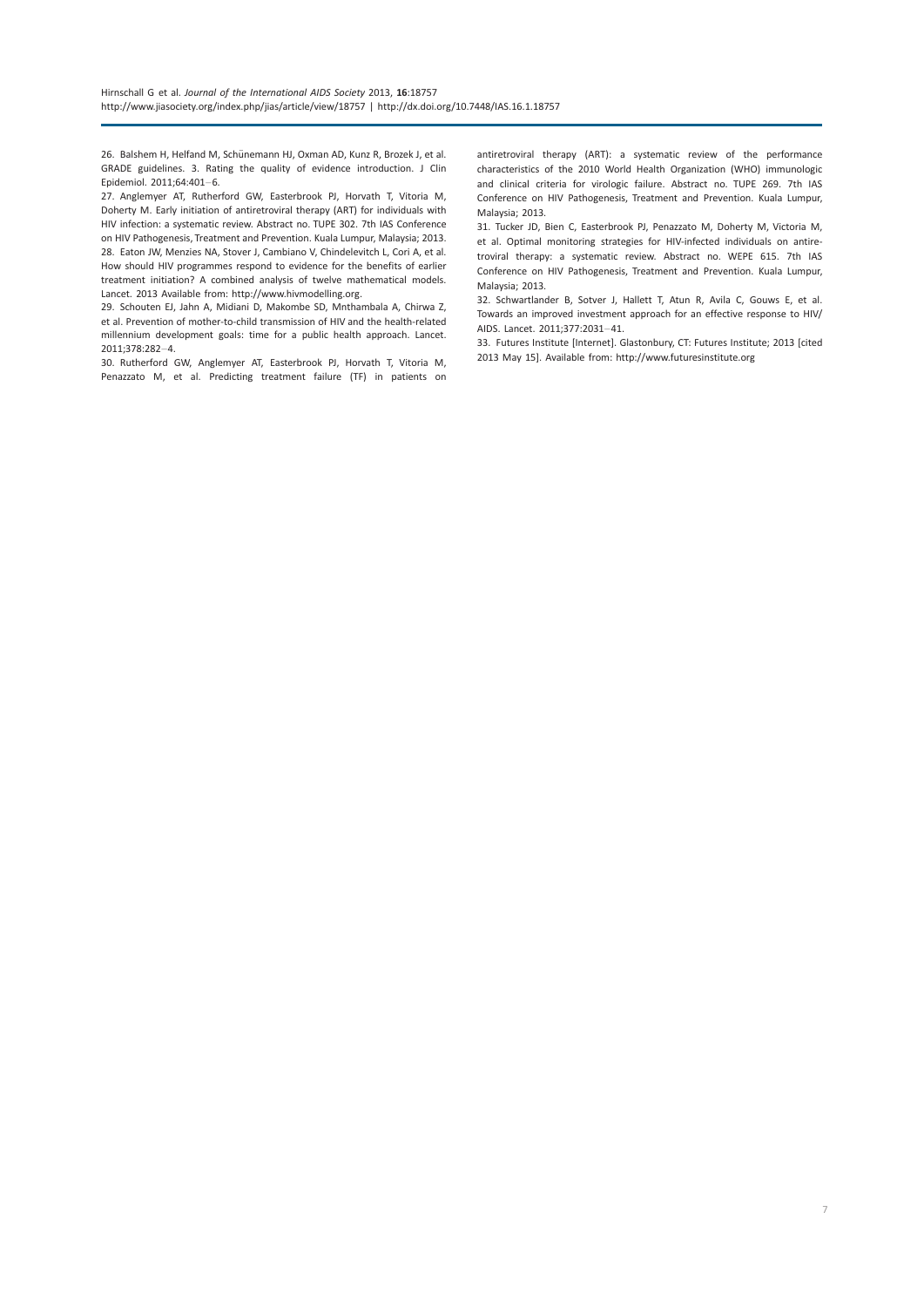26. Balshem H, Helfand M, Schünemann HJ, Oxman AD, Kunz R, Brozek J, et al. GRADE guidelines. 3. Rating the quality of evidence introduction. J Clin Epidemiol. 2011;64:401–6.

27. Anglemyer AT, Rutherford GW, Easterbrook PJ, Horvath T, Vitoria M, Doherty M. Early initiation of antiretroviral therapy (ART) for individuals with HIV infection: a systematic review. Abstract no. TUPE 302. 7th IAS Conference on HIV Pathogenesis, Treatment and Prevention. Kuala Lumpur, Malaysia; 2013.

28. Eaton JW, Menzies NA, Stover J, Cambiano V, Chindelevitch L, Cori A, et al. How should HIV programmes respond to evidence for the benefits of earlier treatment initiation? A combined analysis of twelve mathematical models. Lancet. 2013 Available from: http://www.hivmodelling.org.

29. Schouten EJ, Jahn A, Midiani D, Makombe SD, Mnthambala A, Chirwa Z, et al. Prevention of mother-to-child transmission of HIV and the health-related millennium development goals: time for a public health approach. Lancet. 2011;378:282–4.

30. Rutherford GW, Anglemyer AT, Easterbrook PJ, Horvath T, Vitoria M, Penazzato M, et al. Predicting treatment failure (TF) in patients on antiretroviral therapy (ART): a systematic review of the performance characteristics of the 2010 World Health Organization (WHO) immunologic and clinical criteria for virologic failure. Abstract no. TUPE 269. 7th IAS Conference on HIV Pathogenesis, Treatment and Prevention. Kuala Lumpur, Malaysia; 2013.

31. Tucker JD, Bien C, Easterbrook PJ, Penazzato M, Doherty M, Victoria M, et al. Optimal monitoring strategies for HIV-infected individuals on antiretroviral therapy: a systematic review. Abstract no. WEPE 615. 7th IAS Conference on HIV Pathogenesis, Treatment and Prevention. Kuala Lumpur, Malaysia; 2013.

32. Schwartlander B, Sotver J, Hallett T, Atun R, Avila C, Gouws E, et al. Towards an improved investment approach for an effective response to HIV/AIDS. Lancet. 2011;377:2031–41.

33. Futures Institute [Internet]. Glastonbury, CT: Futures Institute; 2013 [cited 2013 May 15]. Available from: http://www.futuresinstitute.org